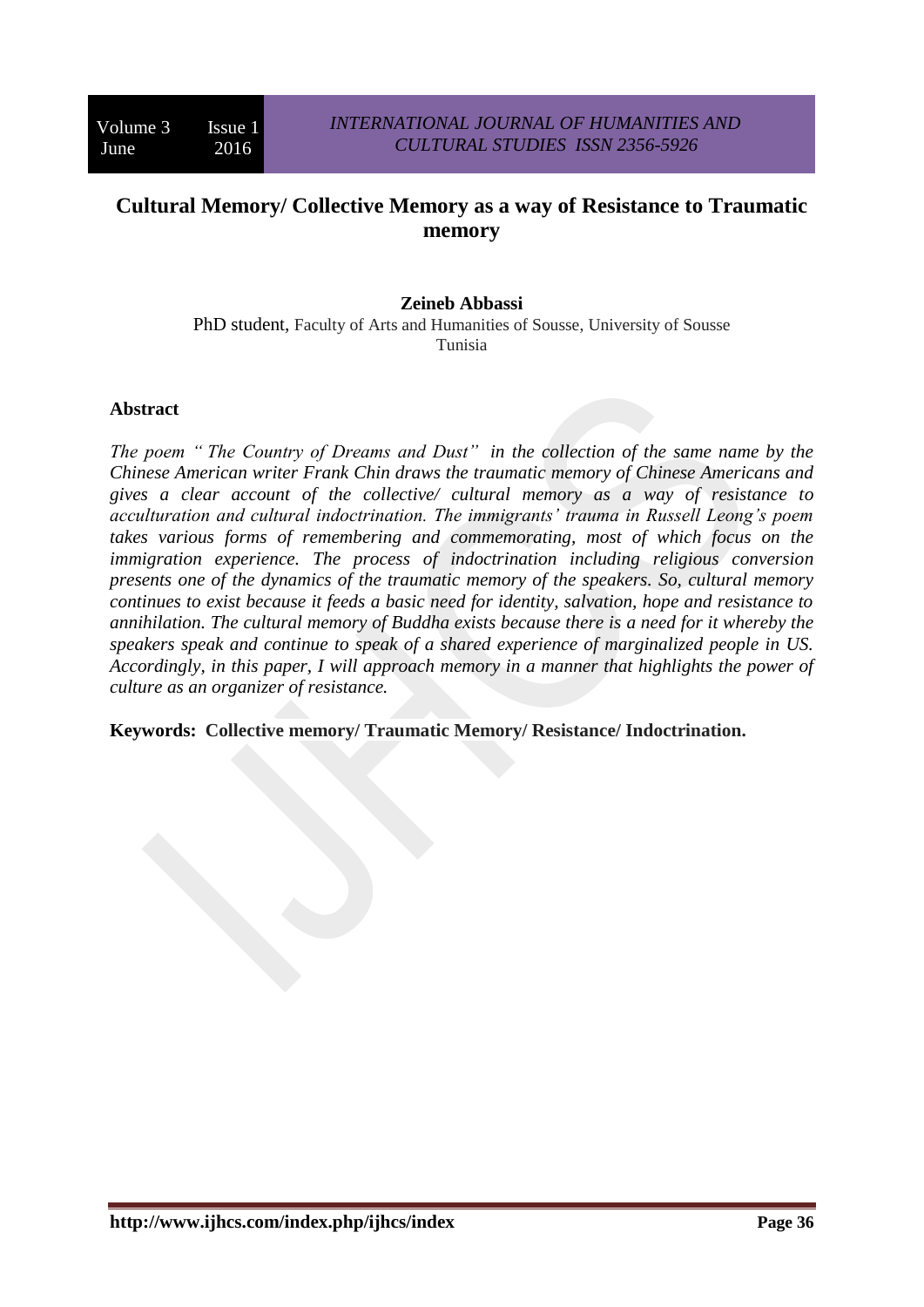# Cultural Memory/ Collective Memory as a way of Resistance to Traumatic memory

**Zeineb Abbassi**

PhD student, Faculty of Arts and Humanities of Sousse, University of Sousse
Tunisia

## Abstract

*The poem " The Country of Dreams and Dust" in the collection of the same name by the Chinese American writer Frank Chin draws the traumatic memory of Chinese Americans and gives a clear account of the collective/ cultural memory as a way of resistance to acculturation and cultural indoctrination. The immigrants' trauma in Russell Leong's poem takes various forms of remembering and commemorating, most of which focus on the immigration experience. The process of indoctrination including religious conversion presents one of the dynamics of the traumatic memory of the speakers. So, cultural memory continues to exist because it feeds a basic need for identity, salvation, hope and resistance to annihilation. The cultural memory of Buddha exists because there is a need for it whereby the speakers speak and continue to speak of a shared experience of marginalized people in US. Accordingly, in this paper, I will approach memory in a manner that highlights the power of culture as an organizer of resistance.*

**Keywords: Collective memory/ Traumatic Memory/ Resistance/ Indoctrination.**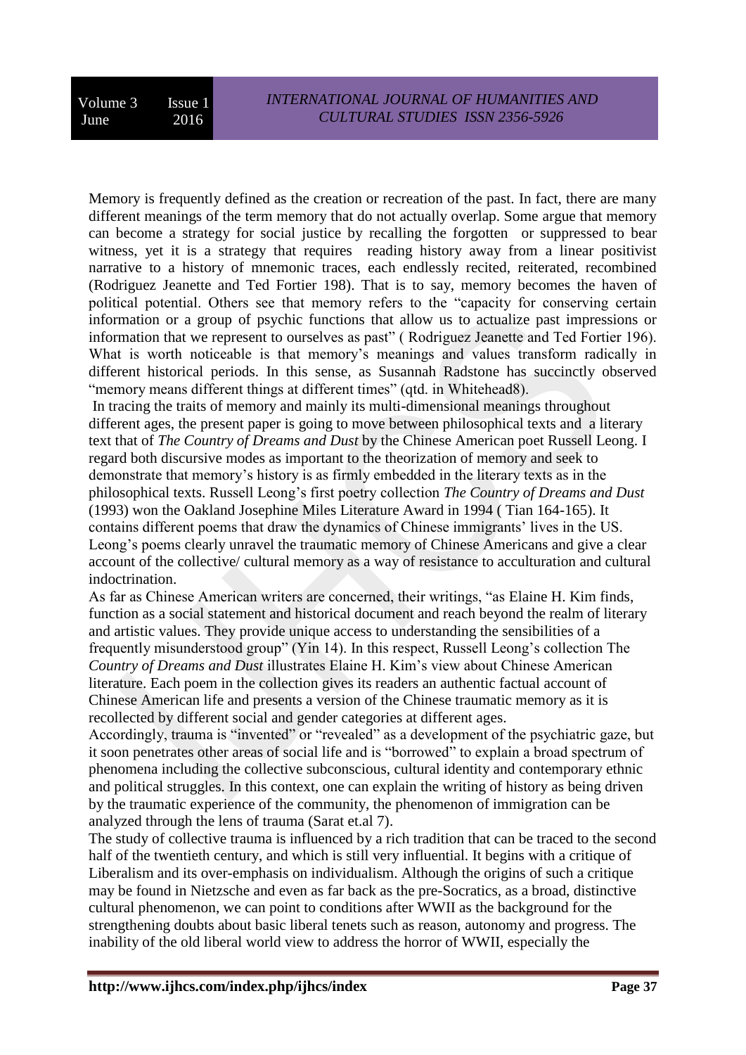Memory is frequently defined as the creation or recreation of the past. In fact, there are many different meanings of the term memory that do not actually overlap. Some argue that memory can become a strategy for social justice by recalling the forgotten or suppressed to bear witness, yet it is a strategy that requires reading history away from a linear positivist narrative to a history of mnemonic traces, each endlessly recited, reiterated, recombined (Rodriguez Jeanette and Ted Fortier 198). That is to say, memory becomes the haven of political potential. Others see that memory refers to the "capacity for conserving certain information or a group of psychic functions that allow us to actualize past impressions or information that we represent to ourselves as past" ( Rodriguez Jeanette and Ted Fortier 196). What is worth noticeable is that memory's meanings and values transform radically in different historical periods. In this sense, as Susannah Radstone has succinctly observed "memory means different things at different times" (qtd. in Whitehead8).

In tracing the traits of memory and mainly its multi-dimensional meanings throughout different ages, the present paper is going to move between philosophical texts and a literary text that of *The Country of Dreams and Dust* by the Chinese American poet Russell Leong. I regard both discursive modes as important to the theorization of memory and seek to demonstrate that memory's history is as firmly embedded in the literary texts as in the philosophical texts. Russell Leong's first poetry collection *The Country of Dreams and Dust* (1993) won the Oakland Josephine Miles Literature Award in 1994 ( Tian 164-165). It contains different poems that draw the dynamics of Chinese immigrants' lives in the US. Leong's poems clearly unravel the traumatic memory of Chinese Americans and give a clear account of the collective/ cultural memory as a way of resistance to acculturation and cultural indoctrination.

As far as Chinese American writers are concerned, their writings, "as Elaine H. Kim finds, function as a social statement and historical document and reach beyond the realm of literary and artistic values. They provide unique access to understanding the sensibilities of a frequently misunderstood group" (Yin 14). In this respect, Russell Leong's collection The *Country of Dreams and Dust* illustrates Elaine H. Kim's view about Chinese American literature. Each poem in the collection gives its readers an authentic factual account of Chinese American life and presents a version of the Chinese traumatic memory as it is recollected by different social and gender categories at different ages.

Accordingly, trauma is "invented" or "revealed" as a development of the psychiatric gaze, but it soon penetrates other areas of social life and is "borrowed" to explain a broad spectrum of phenomena including the collective subconscious, cultural identity and contemporary ethnic and political struggles. In this context, one can explain the writing of history as being driven by the traumatic experience of the community, the phenomenon of immigration can be analyzed through the lens of trauma (Sarat et.al 7).

The study of collective trauma is influenced by a rich tradition that can be traced to the second half of the twentieth century, and which is still very influential. It begins with a critique of Liberalism and its over-emphasis on individualism. Although the origins of such a critique may be found in Nietzsche and even as far back as the pre-Socratics, as a broad, distinctive cultural phenomenon, we can point to conditions after WWII as the background for the strengthening doubts about basic liberal tenets such as reason, autonomy and progress. The inability of the old liberal world view to address the horror of WWII, especially the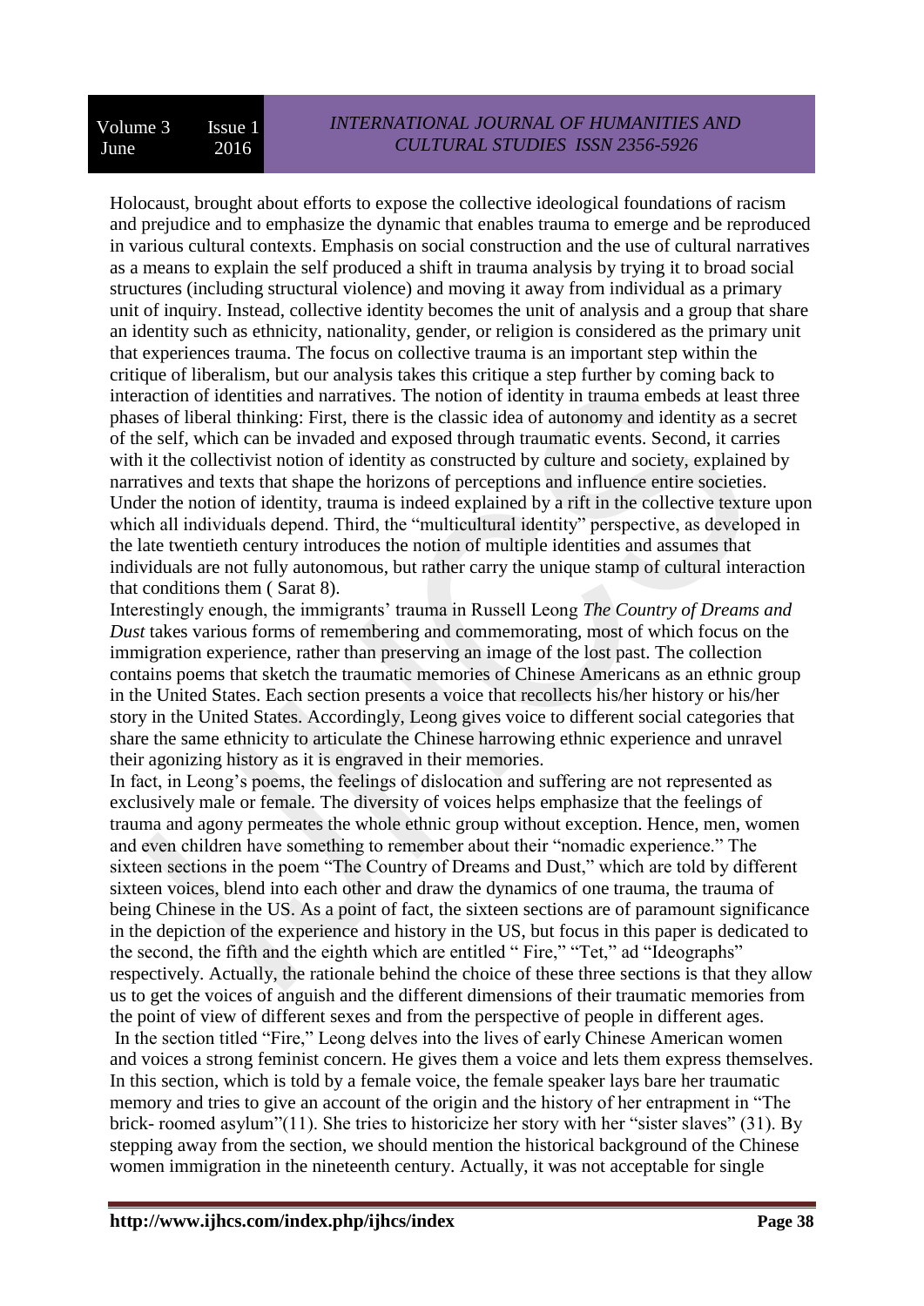Holocaust, brought about efforts to expose the collective ideological foundations of racism and prejudice and to emphasize the dynamic that enables trauma to emerge and be reproduced in various cultural contexts. Emphasis on social construction and the use of cultural narratives as a means to explain the self produced a shift in trauma analysis by trying it to broad social structures (including structural violence) and moving it away from individual as a primary unit of inquiry. Instead, collective identity becomes the unit of analysis and a group that share an identity such as ethnicity, nationality, gender, or religion is considered as the primary unit that experiences trauma. The focus on collective trauma is an important step within the critique of liberalism, but our analysis takes this critique a step further by coming back to interaction of identities and narratives. The notion of identity in trauma embeds at least three phases of liberal thinking: First, there is the classic idea of autonomy and identity as a secret of the self, which can be invaded and exposed through traumatic events. Second, it carries with it the collectivist notion of identity as constructed by culture and society, explained by narratives and texts that shape the horizons of perceptions and influence entire societies. Under the notion of identity, trauma is indeed explained by a rift in the collective texture upon which all individuals depend. Third, the "multicultural identity" perspective, as developed in the late twentieth century introduces the notion of multiple identities and assumes that individuals are not fully autonomous, but rather carry the unique stamp of cultural interaction that conditions them ( Sarat 8).

Interestingly enough, the immigrants' trauma in Russell Leong *The Country of Dreams and Dust* takes various forms of remembering and commemorating, most of which focus on the immigration experience, rather than preserving an image of the lost past. The collection contains poems that sketch the traumatic memories of Chinese Americans as an ethnic group in the United States. Each section presents a voice that recollects his/her history or his/her story in the United States. Accordingly, Leong gives voice to different social categories that share the same ethnicity to articulate the Chinese harrowing ethnic experience and unravel their agonizing history as it is engraved in their memories.

In fact, in Leong's poems, the feelings of dislocation and suffering are not represented as exclusively male or female. The diversity of voices helps emphasize that the feelings of trauma and agony permeates the whole ethnic group without exception. Hence, men, women and even children have something to remember about their "nomadic experience." The sixteen sections in the poem "The Country of Dreams and Dust," which are told by different sixteen voices, blend into each other and draw the dynamics of one trauma, the trauma of being Chinese in the US. As a point of fact, the sixteen sections are of paramount significance in the depiction of the experience and history in the US, but focus in this paper is dedicated to the second, the fifth and the eighth which are entitled " Fire," "Tet," ad "Ideographs" respectively. Actually, the rationale behind the choice of these three sections is that they allow us to get the voices of anguish and the different dimensions of their traumatic memories from the point of view of different sexes and from the perspective of people in different ages.

In the section titled "Fire," Leong delves into the lives of early Chinese American women and voices a strong feminist concern. He gives them a voice and lets them express themselves. In this section, which is told by a female voice, the female speaker lays bare her traumatic memory and tries to give an account of the origin and the history of her entrapment in "The brick- roomed asylum"(11). She tries to historicize her story with her "sister slaves" (31). By stepping away from the section, we should mention the historical background of the Chinese women immigration in the nineteenth century. Actually, it was not acceptable for single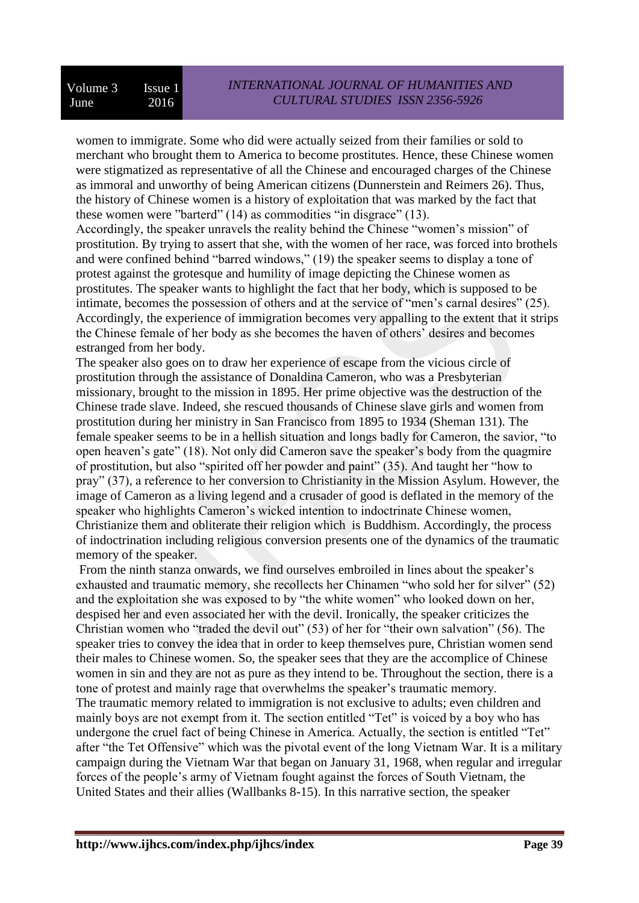women to immigrate. Some who did were actually seized from their families or sold to merchant who brought them to America to become prostitutes. Hence, these Chinese women were stigmatized as representative of all the Chinese and encouraged charges of the Chinese as immoral and unworthy of being American citizens (Dunnerstein and Reimers 26). Thus, the history of Chinese women is a history of exploitation that was marked by the fact that these women were "barterd" (14) as commodities "in disgrace" (13).

Accordingly, the speaker unravels the reality behind the Chinese "women's mission" of prostitution. By trying to assert that she, with the women of her race, was forced into brothels and were confined behind "barred windows," (19) the speaker seems to display a tone of protest against the grotesque and humility of image depicting the Chinese women as prostitutes. The speaker wants to highlight the fact that her body, which is supposed to be intimate, becomes the possession of others and at the service of "men's carnal desires" (25). Accordingly, the experience of immigration becomes very appalling to the extent that it strips the Chinese female of her body as she becomes the haven of others' desires and becomes estranged from her body.

The speaker also goes on to draw her experience of escape from the vicious circle of prostitution through the assistance of Donaldina Cameron, who was a Presbyterian missionary, brought to the mission in 1895. Her prime objective was the destruction of the Chinese trade slave. Indeed, she rescued thousands of Chinese slave girls and women from prostitution during her ministry in San Francisco from 1895 to 1934 (Sheman 131). The female speaker seems to be in a hellish situation and longs badly for Cameron, the savior, "to open heaven's gate" (18). Not only did Cameron save the speaker's body from the quagmire of prostitution, but also "spirited off her powder and paint" (35). And taught her "how to pray" (37), a reference to her conversion to Christianity in the Mission Asylum. However, the image of Cameron as a living legend and a crusader of good is deflated in the memory of the speaker who highlights Cameron's wicked intention to indoctrinate Chinese women, Christianize them and obliterate their religion which is Buddhism. Accordingly, the process of indoctrination including religious conversion presents one of the dynamics of the traumatic memory of the speaker.

From the ninth stanza onwards, we find ourselves embroiled in lines about the speaker's exhausted and traumatic memory, she recollects her Chinamen "who sold her for silver" (52) and the exploitation she was exposed to by "the white women" who looked down on her, despised her and even associated her with the devil. Ironically, the speaker criticizes the Christian women who "traded the devil out" (53) of her for "their own salvation" (56). The speaker tries to convey the idea that in order to keep themselves pure, Christian women send their males to Chinese women. So, the speaker sees that they are the accomplice of Chinese women in sin and they are not as pure as they intend to be. Throughout the section, there is a tone of protest and mainly rage that overwhelms the speaker's traumatic memory.

The traumatic memory related to immigration is not exclusive to adults; even children and mainly boys are not exempt from it. The section entitled "Tet" is voiced by a boy who has undergone the cruel fact of being Chinese in America. Actually, the section is entitled "Tet" after "the Tet Offensive" which was the pivotal event of the long Vietnam War. It is a military campaign during the Vietnam War that began on January 31, 1968, when regular and irregular forces of the people's army of Vietnam fought against the forces of South Vietnam, the United States and their allies (Wallbanks 8-15). In this narrative section, the speaker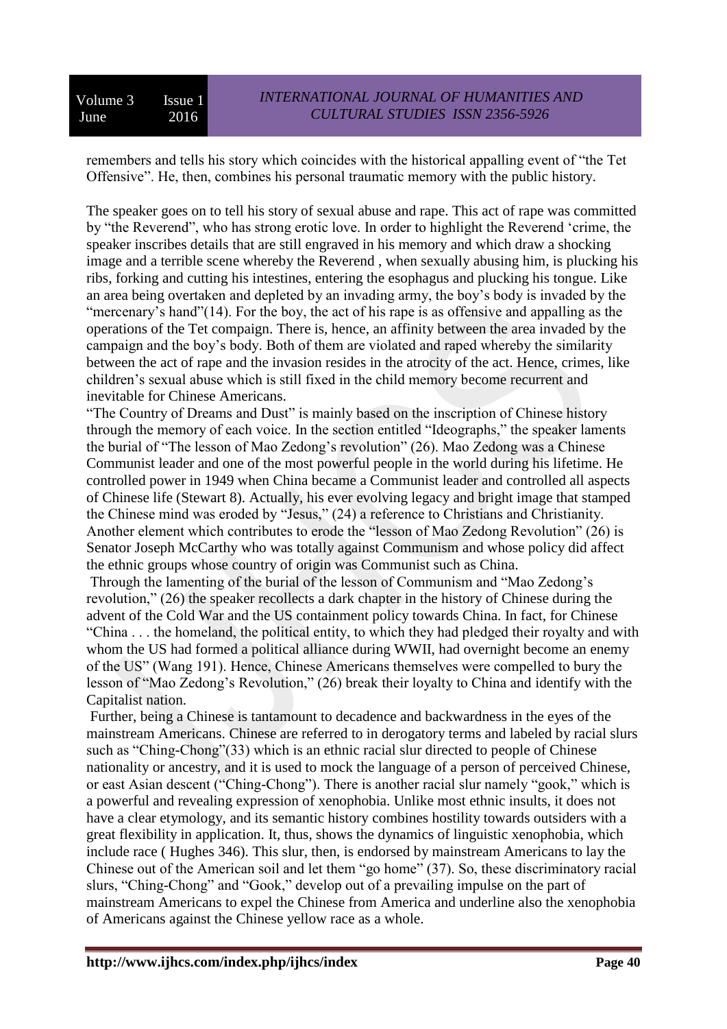remembers and tells his story which coincides with the historical appalling event of "the Tet Offensive". He, then, combines his personal traumatic memory with the public history.

The speaker goes on to tell his story of sexual abuse and rape. This act of rape was committed by "the Reverend", who has strong erotic love. In order to highlight the Reverend 'crime, the speaker inscribes details that are still engraved in his memory and which draw a shocking image and a terrible scene whereby the Reverend , when sexually abusing him, is plucking his ribs, forking and cutting his intestines, entering the esophagus and plucking his tongue. Like an area being overtaken and depleted by an invading army, the boy's body is invaded by the "mercenary's hand"(14). For the boy, the act of his rape is as offensive and appalling as the operations of the Tet campaign. There is, hence, an affinity between the area invaded by the campaign and the boy's body. Both of them are violated and raped whereby the similarity between the act of rape and the invasion resides in the atrocity of the act. Hence, crimes, like children's sexual abuse which is still fixed in the child memory become recurrent and inevitable for Chinese Americans.

"The Country of Dreams and Dust" is mainly based on the inscription of Chinese history through the memory of each voice. In the section entitled "Ideographs," the speaker laments the burial of "The lesson of Mao Zedong's revolution" (26). Mao Zedong was a Chinese Communist leader and one of the most powerful people in the world during his lifetime. He controlled power in 1949 when China became a Communist leader and controlled all aspects of Chinese life (Stewart 8). Actually, his ever evolving legacy and bright image that stamped the Chinese mind was eroded by "Jesus," (24) a reference to Christians and Christianity. Another element which contributes to erode the "lesson of Mao Zedong Revolution" (26) is Senator Joseph McCarthy who was totally against Communism and whose policy did affect the ethnic groups whose country of origin was Communist such as China.

Through the lamenting of the burial of the lesson of Communism and "Mao Zedong's revolution," (26) the speaker recollects a dark chapter in the history of Chinese during the advent of the Cold War and the US containment policy towards China. In fact, for Chinese "China . . . the homeland, the political entity, to which they had pledged their royalty and with whom the US had formed a political alliance during WWII, had overnight become an enemy of the US" (Wang 191). Hence, Chinese Americans themselves were compelled to bury the lesson of "Mao Zedong's Revolution," (26) break their loyalty to China and identify with the Capitalist nation.

Further, being a Chinese is tantamount to decadence and backwardness in the eyes of the mainstream Americans. Chinese are referred to in derogatory terms and labeled by racial slurs such as "Ching-Chong"(33) which is an ethnic racial slur directed to people of Chinese nationality or ancestry, and it is used to mock the language of a person of perceived Chinese, or east Asian descent ("Ching-Chong"). There is another racial slur namely "gook," which is a powerful and revealing expression of xenophobia. Unlike most ethnic insults, it does not have a clear etymology, and its semantic history combines hostility towards outsiders with a great flexibility in application. It, thus, shows the dynamics of linguistic xenophobia, which include race ( Hughes 346). This slur, then, is endorsed by mainstream Americans to lay the Chinese out of the American soil and let them "go home" (37). So, these discriminatory racial slurs, "Ching-Chong" and "Gook," develop out of a prevailing impulse on the part of mainstream Americans to expel the Chinese from America and underline also the xenophobia of Americans against the Chinese yellow race as a whole.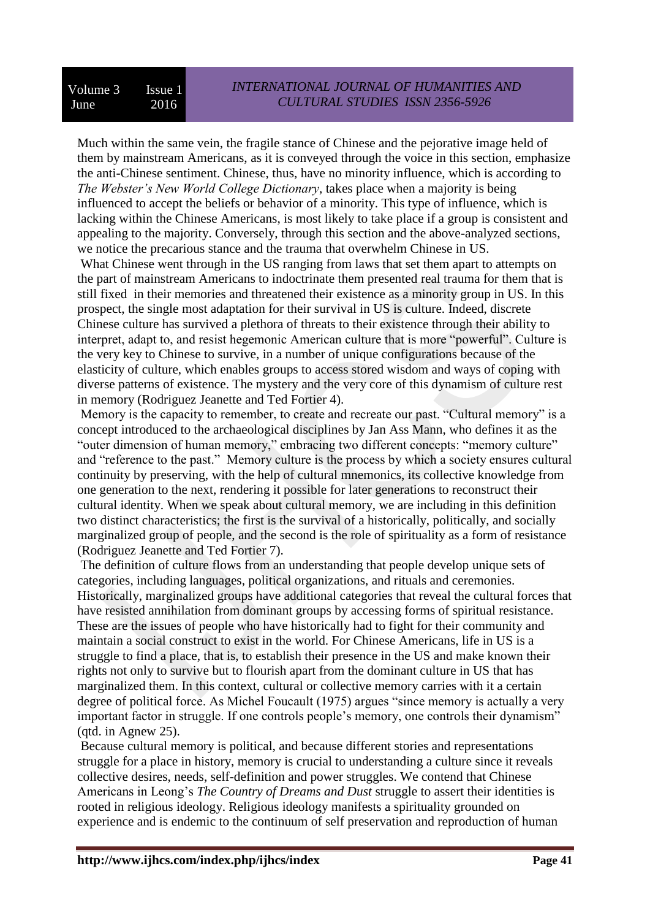Much within the same vein, the fragile stance of Chinese and the pejorative image held of them by mainstream Americans, as it is conveyed through the voice in this section, emphasize the anti-Chinese sentiment. Chinese, thus, have no minority influence, which is according to *The Webster's New World College Dictionary*, takes place when a majority is being influenced to accept the beliefs or behavior of a minority. This type of influence, which is lacking within the Chinese Americans, is most likely to take place if a group is consistent and appealing to the majority. Conversely, through this section and the above-analyzed sections, we notice the precarious stance and the trauma that overwhelm Chinese in US.

What Chinese went through in the US ranging from laws that set them apart to attempts on the part of mainstream Americans to indoctrinate them presented real trauma for them that is still fixed in their memories and threatened their existence as a minority group in US. In this prospect, the single most adaptation for their survival in US is culture. Indeed, discrete Chinese culture has survived a plethora of threats to their existence through their ability to interpret, adapt to, and resist hegemonic American culture that is more "powerful". Culture is the very key to Chinese to survive, in a number of unique configurations because of the elasticity of culture, which enables groups to access stored wisdom and ways of coping with diverse patterns of existence. The mystery and the very core of this dynamism of culture rest in memory (Rodriguez Jeanette and Ted Fortier 4).

Memory is the capacity to remember, to create and recreate our past. "Cultural memory" is a concept introduced to the archaeological disciplines by Jan Ass Mann, who defines it as the "outer dimension of human memory," embracing two different concepts: "memory culture" and "reference to the past." Memory culture is the process by which a society ensures cultural continuity by preserving, with the help of cultural mnemonics, its collective knowledge from one generation to the next, rendering it possible for later generations to reconstruct their cultural identity. When we speak about cultural memory, we are including in this definition two distinct characteristics; the first is the survival of a historically, politically, and socially marginalized group of people, and the second is the role of spirituality as a form of resistance (Rodriguez Jeanette and Ted Fortier 7).

The definition of culture flows from an understanding that people develop unique sets of categories, including languages, political organizations, and rituals and ceremonies. Historically, marginalized groups have additional categories that reveal the cultural forces that have resisted annihilation from dominant groups by accessing forms of spiritual resistance. These are the issues of people who have historically had to fight for their community and maintain a social construct to exist in the world. For Chinese Americans, life in US is a struggle to find a place, that is, to establish their presence in the US and make known their rights not only to survive but to flourish apart from the dominant culture in US that has marginalized them. In this context, cultural or collective memory carries with it a certain degree of political force. As Michel Foucault (1975) argues "since memory is actually a very important factor in struggle. If one controls people's memory, one controls their dynamism" (qtd. in Agnew 25).

Because cultural memory is political, and because different stories and representations struggle for a place in history, memory is crucial to understanding a culture since it reveals collective desires, needs, self-definition and power struggles. We contend that Chinese Americans in Leong's *The Country of Dreams and Dust* struggle to assert their identities is rooted in religious ideology. Religious ideology manifests a spirituality grounded on experience and is endemic to the continuum of self preservation and reproduction of human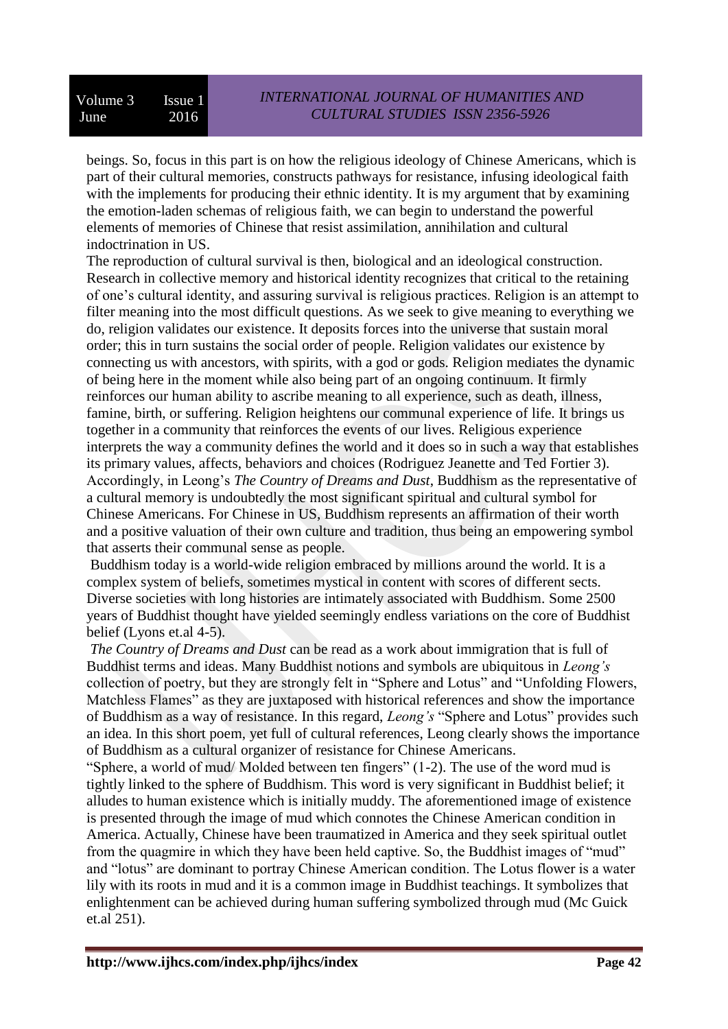beings. So, focus in this part is on how the religious ideology of Chinese Americans, which is part of their cultural memories, constructs pathways for resistance, infusing ideological faith with the implements for producing their ethnic identity. It is my argument that by examining the emotion-laden schemas of religious faith, we can begin to understand the powerful elements of memories of Chinese that resist assimilation, annihilation and cultural indoctrination in US.

The reproduction of cultural survival is then, biological and an ideological construction. Research in collective memory and historical identity recognizes that critical to the retaining of one's cultural identity, and assuring survival is religious practices. Religion is an attempt to filter meaning into the most difficult questions. As we seek to give meaning to everything we do, religion validates our existence. It deposits forces into the universe that sustain moral order; this in turn sustains the social order of people. Religion validates our existence by connecting us with ancestors, with spirits, with a god or gods. Religion mediates the dynamic of being here in the moment while also being part of an ongoing continuum. It firmly reinforces our human ability to ascribe meaning to all experience, such as death, illness, famine, birth, or suffering. Religion heightens our communal experience of life. It brings us together in a community that reinforces the events of our lives. Religious experience interprets the way a community defines the world and it does so in such a way that establishes its primary values, affects, behaviors and choices (Rodriguez Jeanette and Ted Fortier 3).

Accordingly, in Leong's *The Country of Dreams and Dust*, Buddhism as the representative of a cultural memory is undoubtedly the most significant spiritual and cultural symbol for Chinese Americans. For Chinese in US, Buddhism represents an affirmation of their worth and a positive valuation of their own culture and tradition, thus being an empowering symbol that asserts their communal sense as people.

Buddhism today is a world-wide religion embraced by millions around the world. It is a complex system of beliefs, sometimes mystical in content with scores of different sects. Diverse societies with long histories are intimately associated with Buddhism. Some 2500 years of Buddhist thought have yielded seemingly endless variations on the core of Buddhist belief (Lyons et.al 4-5).

*The Country of Dreams and Dust* can be read as a work about immigration that is full of Buddhist terms and ideas. Many Buddhist notions and symbols are ubiquitous in *Leong's* collection of poetry, but they are strongly felt in "Sphere and Lotus" and "Unfolding Flowers, Matchless Flames" as they are juxtaposed with historical references and show the importance of Buddhism as a way of resistance. In this regard, *Leong's* "Sphere and Lotus" provides such an idea. In this short poem, yet full of cultural references, Leong clearly shows the importance of Buddhism as a cultural organizer of resistance for Chinese Americans.

"Sphere, a world of mud/ Molded between ten fingers" (1-2). The use of the word mud is tightly linked to the sphere of Buddhism. This word is very significant in Buddhist belief; it alludes to human existence which is initially muddy. The aforementioned image of existence is presented through the image of mud which connotes the Chinese American condition in America. Actually, Chinese have been traumatized in America and they seek spiritual outlet from the quagmire in which they have been held captive. So, the Buddhist images of "mud" and "lotus" are dominant to portray Chinese American condition. The Lotus flower is a water lily with its roots in mud and it is a common image in Buddhist teachings. It symbolizes that enlightenment can be achieved during human suffering symbolized through mud (Mc Guick et.al 251).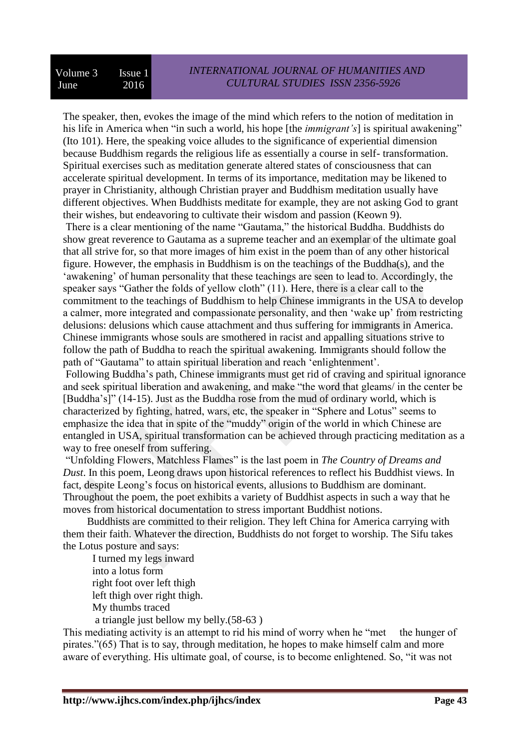The speaker, then, evokes the image of the mind which refers to the notion of meditation in his life in America when "in such a world, his hope [the *immigrant's*] is spiritual awakening" (Ito 101). Here, the speaking voice alludes to the significance of experiential dimension because Buddhism regards the religious life as essentially a course in self- transformation. Spiritual exercises such as meditation generate altered states of consciousness that can accelerate spiritual development. In terms of its importance, meditation may be likened to prayer in Christianity, although Christian prayer and Buddhism meditation usually have different objectives. When Buddhists meditate for example, they are not asking God to grant their wishes, but endeavoring to cultivate their wisdom and passion (Keown 9).

There is a clear mentioning of the name "Gautama," the historical Buddha. Buddhists do show great reverence to Gautama as a supreme teacher and an exemplar of the ultimate goal that all strive for, so that more images of him exist in the poem than of any other historical figure. However, the emphasis in Buddhism is on the teachings of the Buddha(s), and the 'awakening' of human personality that these teachings are seen to lead to. Accordingly, the speaker says "Gather the folds of yellow cloth" (11). Here, there is a clear call to the commitment to the teachings of Buddhism to help Chinese immigrants in the USA to develop a calmer, more integrated and compassionate personality, and then 'wake up' from restricting delusions: delusions which cause attachment and thus suffering for immigrants in America. Chinese immigrants whose souls are smothered in racist and appalling situations strive to follow the path of Buddha to reach the spiritual awakening. Immigrants should follow the path of "Gautama" to attain spiritual liberation and reach 'enlightenment'.

Following Buddha's path, Chinese immigrants must get rid of craving and spiritual ignorance and seek spiritual liberation and awakening, and make "the word that gleams/ in the center be [Buddha's]" (14-15). Just as the Buddha rose from the mud of ordinary world, which is characterized by fighting, hatred, wars, etc, the speaker in "Sphere and Lotus" seems to emphasize the idea that in spite of the "muddy" origin of the world in which Chinese are entangled in USA, spiritual transformation can be achieved through practicing meditation as a way to free oneself from suffering.

"Unfolding Flowers, Matchless Flames" is the last poem in *The Country of Dreams and Dust*. In this poem, Leong draws upon historical references to reflect his Buddhist views. In fact, despite Leong's focus on historical events, allusions to Buddhism are dominant. Throughout the poem, the poet exhibits a variety of Buddhist aspects in such a way that he moves from historical documentation to stress important Buddhist notions.

Buddhists are committed to their religion. They left China for America carrying with them their faith. Whatever the direction, Buddhists do not forget to worship. The Sifu takes the Lotus posture and says:

> I turned my legs inward
> into a lotus form
> right foot over left thigh
> left thigh over right thigh.
> My thumbs traced
> a triangle just bellow my belly.(58-63 )

This mediating activity is an attempt to rid his mind of worry when he "met the hunger of pirates."(65) That is to say, through meditation, he hopes to make himself calm and more aware of everything. His ultimate goal, of course, is to become enlightened. So, "it was not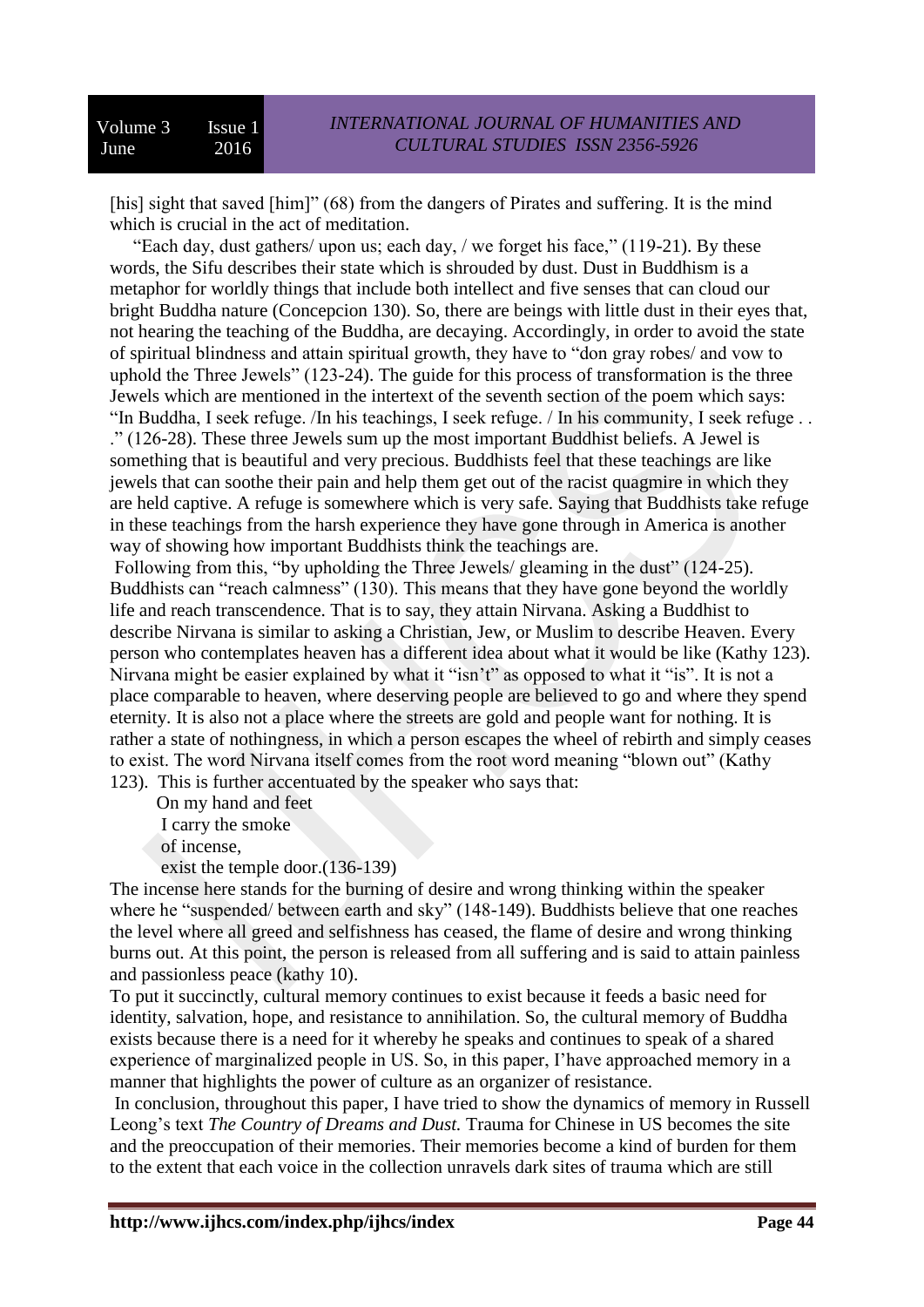[his] sight that saved [him]" (68) from the dangers of Pirates and suffering. It is the mind which is crucial in the act of meditation.

"Each day, dust gathers/ upon us; each day, / we forget his face," (119-21). By these words, the Sifu describes their state which is shrouded by dust. Dust in Buddhism is a metaphor for worldly things that include both intellect and five senses that can cloud our bright Buddha nature (Concepcion 130). So, there are beings with little dust in their eyes that, not hearing the teaching of the Buddha, are decaying. Accordingly, in order to avoid the state of spiritual blindness and attain spiritual growth, they have to "don gray robes/ and vow to uphold the Three Jewels" (123-24). The guide for this process of transformation is the three Jewels which are mentioned in the intertext of the seventh section of the poem which says: "In Buddha, I seek refuge. /In his teachings, I seek refuge. / In his community, I seek refuge . . ." (126-28). These three Jewels sum up the most important Buddhist beliefs. A Jewel is something that is beautiful and very precious. Buddhists feel that these teachings are like jewels that can soothe their pain and help them get out of the racist quagmire in which they are held captive. A refuge is somewhere which is very safe. Saying that Buddhists take refuge in these teachings from the harsh experience they have gone through in America is another way of showing how important Buddhists think the teachings are.

Following from this, "by upholding the Three Jewels/ gleaming in the dust" (124-25). Buddhists can "reach calmness" (130). This means that they have gone beyond the worldly life and reach transcendence. That is to say, they attain Nirvana. Asking a Buddhist to describe Nirvana is similar to asking a Christian, Jew, or Muslim to describe Heaven. Every person who contemplates heaven has a different idea about what it would be like (Kathy 123). Nirvana might be easier explained by what it "isn't" as opposed to what it "is". It is not a place comparable to heaven, where deserving people are believed to go and where they spend eternity. It is also not a place where the streets are gold and people want for nothing. It is rather a state of nothingness, in which a person escapes the wheel of rebirth and simply ceases to exist. The word Nirvana itself comes from the root word meaning "blown out" (Kathy 123). This is further accentuated by the speaker who says that:

> On my hand and feet
> I carry the smoke
> of incense,
> exist the temple door.(136-139)

The incense here stands for the burning of desire and wrong thinking within the speaker where he "suspended/ between earth and sky" (148-149). Buddhists believe that one reaches the level where all greed and selfishness has ceased, the flame of desire and wrong thinking burns out. At this point, the person is released from all suffering and is said to attain painless and passionless peace (kathy 10).

To put it succinctly, cultural memory continues to exist because it feeds a basic need for identity, salvation, hope, and resistance to annihilation. So, the cultural memory of Buddha exists because there is a need for it whereby he speaks and continues to speak of a shared experience of marginalized people in US. So, in this paper, I'have approached memory in a manner that highlights the power of culture as an organizer of resistance.

In conclusion, throughout this paper, I have tried to show the dynamics of memory in Russell Leong's text *The Country of Dreams and Dust.* Trauma for Chinese in US becomes the site and the preoccupation of their memories. Their memories become a kind of burden for them to the extent that each voice in the collection unravels dark sites of trauma which are still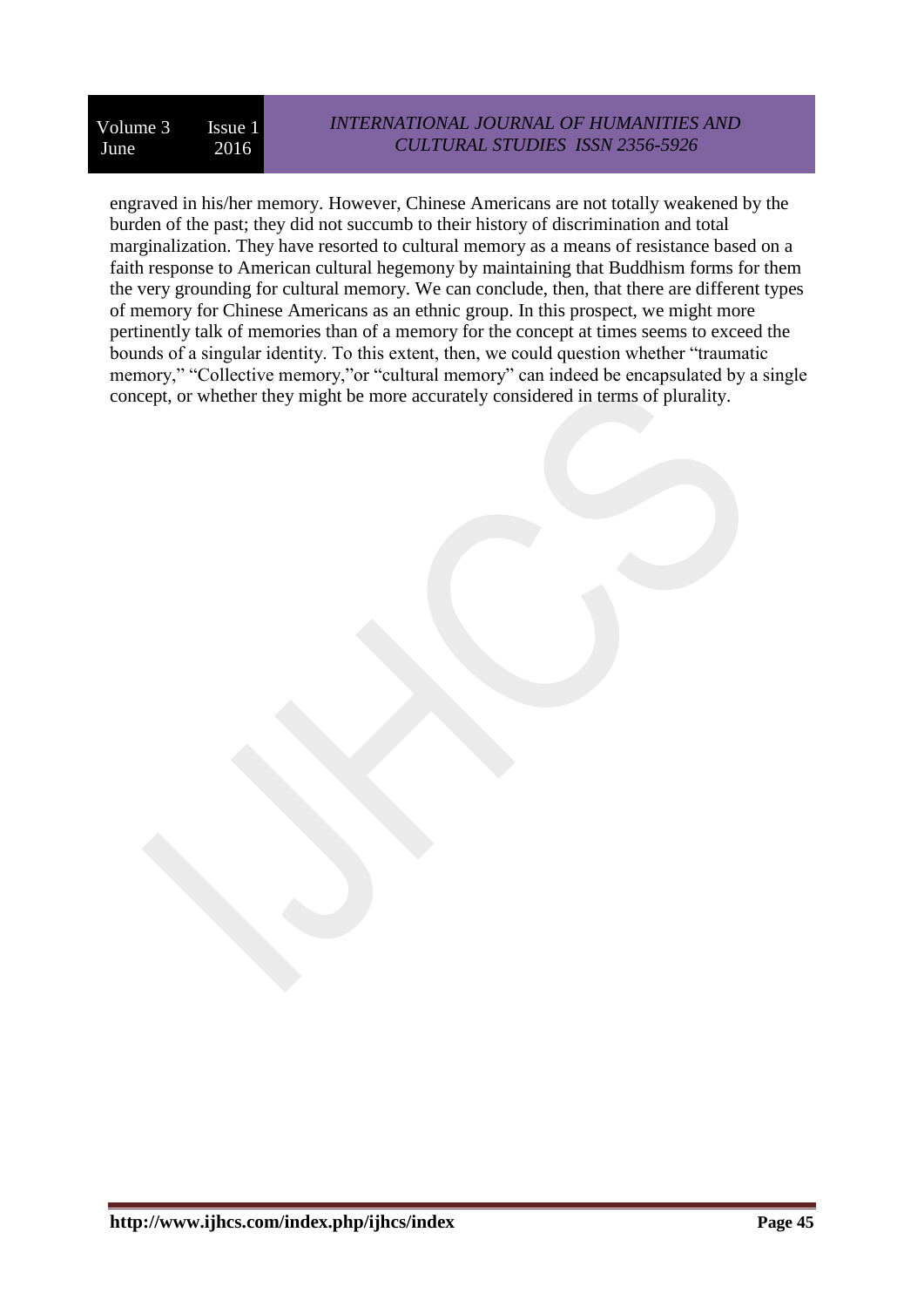engraved in his/her memory. However, Chinese Americans are not totally weakened by the burden of the past; they did not succumb to their history of discrimination and total marginalization. They have resorted to cultural memory as a means of resistance based on a faith response to American cultural hegemony by maintaining that Buddhism forms for them the very grounding for cultural memory. We can conclude, then, that there are different types of memory for Chinese Americans as an ethnic group. In this prospect, we might more pertinently talk of memories than of a memory for the concept at times seems to exceed the bounds of a singular identity. To this extent, then, we could question whether "traumatic memory," "Collective memory,"or "cultural memory" can indeed be encapsulated by a single concept, or whether they might be more accurately considered in terms of plurality.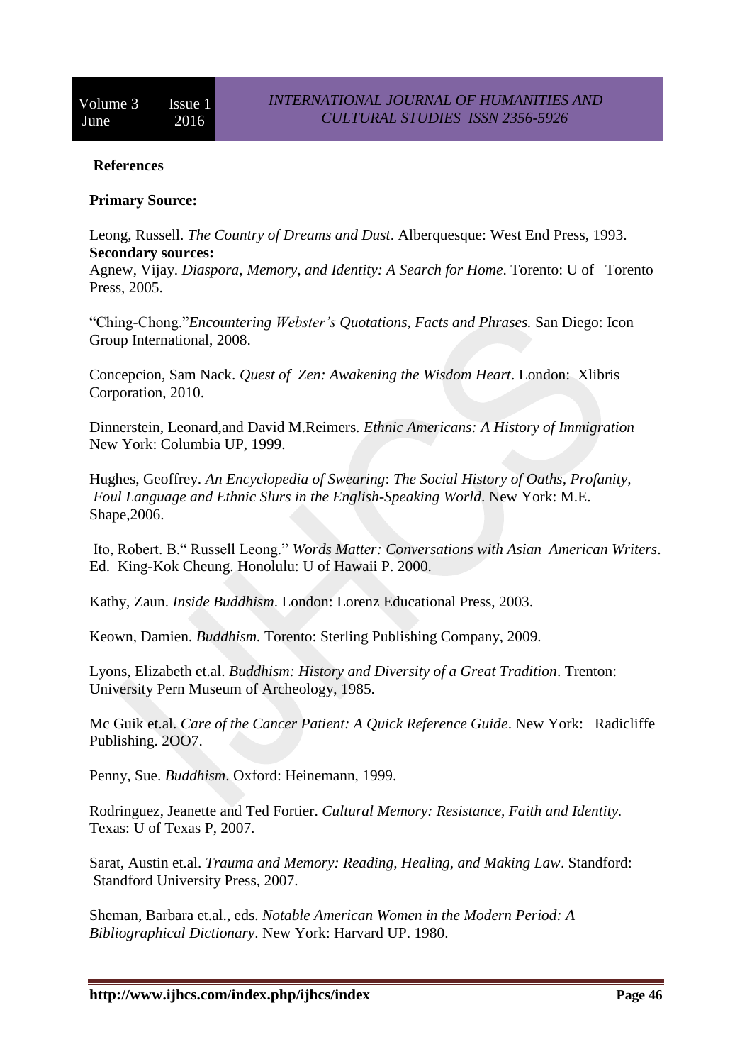**References**

**Primary Source:**

Leong, Russell. *The Country of Dreams and Dust*. Alberquesque: West End Press, 1993.

**Secondary sources:**

Agnew, Vijay. *Diaspora, Memory, and Identity: A Search for Home*. Torento: U of Torento Press, 2005.

"Ching-Chong."*Encountering Webster's Quotations, Facts and Phrases.* San Diego: Icon Group International, 2008.

Concepcion, Sam Nack. *Quest of Zen: Awakening the Wisdom Heart*. London: Xlibris Corporation, 2010.

Dinnerstein, Leonard,and David M.Reimers. *Ethnic Americans: A History of Immigration* New York: Columbia UP, 1999.

Hughes, Geoffrey. *An Encyclopedia of Swearing*: *The Social History of Oaths, Profanity, Foul Language and Ethnic Slurs in the English-Speaking World*. New York: M.E. Shape,2006.

Ito, Robert. B." Russell Leong." *Words Matter: Conversations with Asian American Writers*. Ed. King-Kok Cheung. Honolulu: U of Hawaii P. 2000.

Kathy, Zaun. *Inside Buddhism*. London: Lorenz Educational Press, 2003.

Keown, Damien. *Buddhism.* Torento: Sterling Publishing Company, 2009.

Lyons, Elizabeth et.al. *Buddhism: History and Diversity of a Great Tradition*. Trenton: University Pern Museum of Archeology, 1985.

Mc Guik et.al. *Care of the Cancer Patient: A Quick Reference Guide*. New York: Radicliffe Publishing. 2OO7.

Penny, Sue. *Buddhism*. Oxford: Heinemann, 1999.

Rodringuez, Jeanette and Ted Fortier. *Cultural Memory: Resistance, Faith and Identity.* Texas: U of Texas P, 2007.

Sarat, Austin et.al. *Trauma and Memory: Reading, Healing, and Making Law*. Standford: Standford University Press, 2007.

Sheman, Barbara et.al., eds. *Notable American Women in the Modern Period: A Bibliographical Dictionary*. New York: Harvard UP. 1980.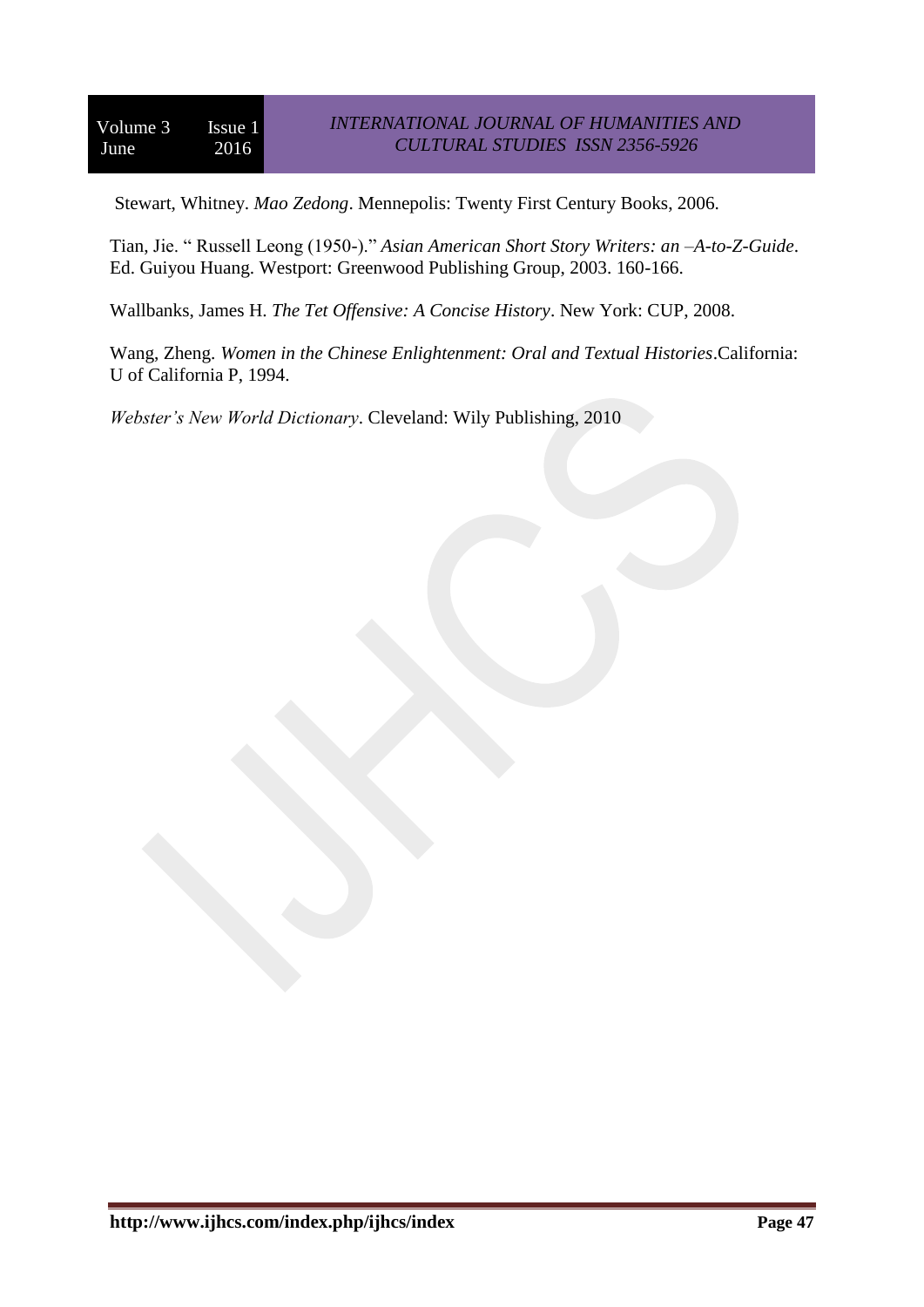Stewart, Whitney. *Mao Zedong*. Mennepolis: Twenty First Century Books, 2006.

Tian, Jie. " Russell Leong (1950-)." *Asian American Short Story Writers: an –A-to-Z-Guide*. Ed. Guiyou Huang. Westport: Greenwood Publishing Group, 2003. 160-166.

Wallbanks, James H. *The Tet Offensive: A Concise History*. New York: CUP, 2008.

Wang, Zheng. *Women in the Chinese Enlightenment: Oral and Textual Histories*.California: U of California P, 1994.

*Webster's New World Dictionary*. Cleveland: Wily Publishing, 2010